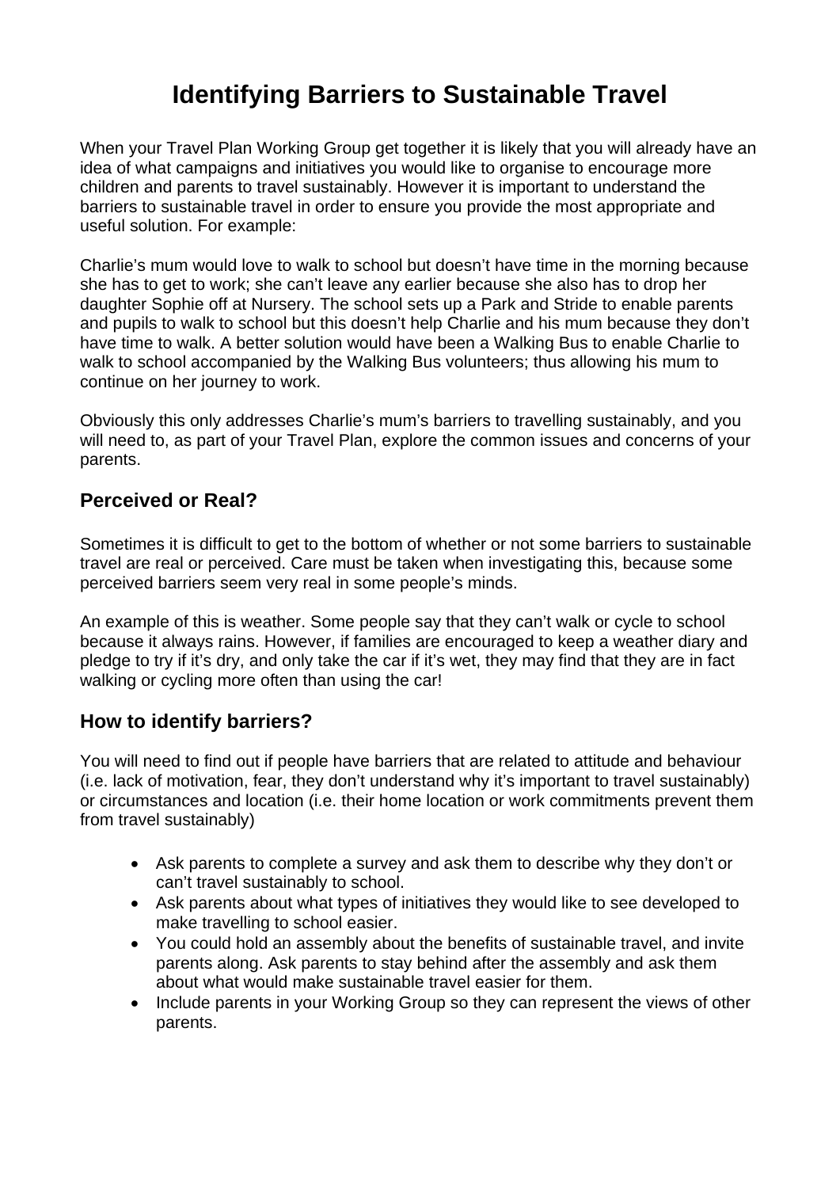# Identifying Barriers to Sustainable Travel

When your Travel Plan Working Group get together it is likely that you will already have an idea of what campaigns and initiatives you would like to organise to encourage more children and parents to travel sustainably. However it is important to understand the barriers to sustainable travel in order to ensure you provide the most appropriate and useful solution. For example:

Charlie's mum would love to walk to school but doesn't have time in the morning because she has to get to work; she can't leave any earlier because she also has to drop her daughter Sophie off at Nursery. The school sets up a Park and Stride to enable parents and pupils to walk to school but this doesn't help Charlie and his mum because they don't have time to walk. A better solution would have been a Walking Bus to enable Charlie to walk to school accompanied by the Walking Bus volunteers; thus allowing his mum to continue on her journey to work.

Obviously this only addresses Charlie's mum's barriers to travelling sustainably, and you will need to, as part of your Travel Plan, explore the common issues and concerns of your parents.

## Perceived or Real?

Sometimes it is difficult to get to the bottom of whether or not some barriers to sustainable travel are real or perceived. Care must be taken when investigating this, because some perceived barriers seem very real in some people's minds.

An example of this is weather. Some people say that they can't walk or cycle to school because it always rains. However, if families are encouraged to keep a weather diary and pledge to try if it's dry, and only take the car if it's wet, they may find that they are in fact walking or cycling more often than using the car!

## How to identify barriers?

You will need to find out if people have barriers that are related to attitude and behaviour (i.e. lack of motivation, fear, they don't understand why it's important to travel sustainably) or circumstances and location (i.e. their home location or work commitments prevent them from travel sustainably)

- Ask parents to complete a survey and ask them to describe why they don't or can't travel sustainably to school.
- Ask parents about what types of initiatives they would like to see developed to make travelling to school easier.
- You could hold an assembly about the benefits of sustainable travel, and invite parents along. Ask parents to stay behind after the assembly and ask them about what would make sustainable travel easier for them.
- Include parents in your Working Group so they can represent the views of other parents.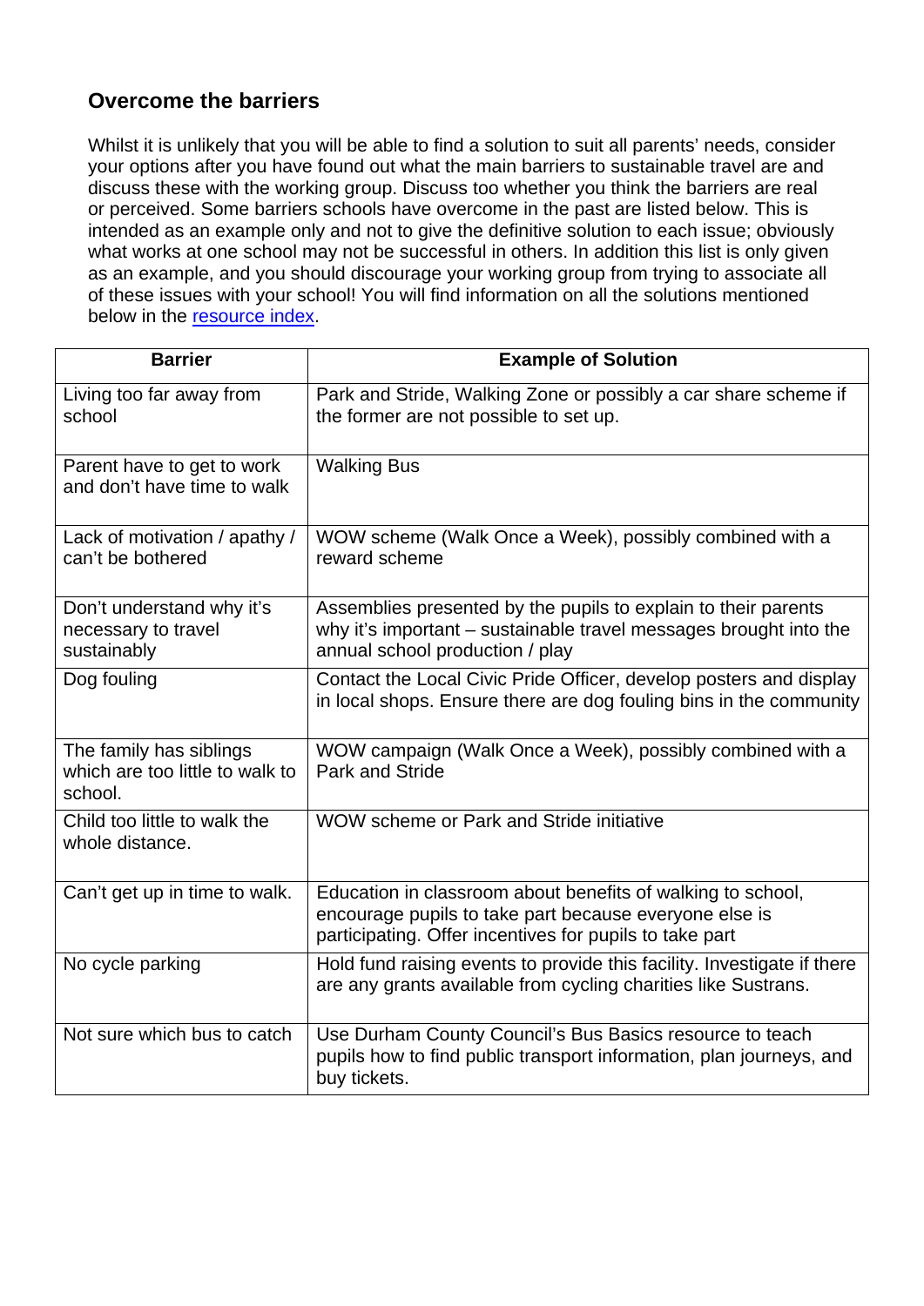## Overcome the barriers

Whilst it is unlikely that you will be able to find a solution to suit all parents' needs, consider your options after you have found out what the main barriers to sustainable travel are and discuss these with the working group. Discuss too whether you think the barriers are real or perceived. Some barriers schools have overcome in the past are listed below. This is intended as an example only and not to give the definitive solution to each issue; obviously what works at one school may not be successful in others. In addition this list is only given as an example, and you should discourage your working group from trying to associate all of these issues with your school! You will find information on all the solutions mentioned below in the resource index.

| Barrier | Example of Solution |
|---|---|
| Living too far away from school | Park and Stride, Walking Zone or possibly a car share scheme if the former are not possible to set up. |
| Parent have to get to work and don't have time to walk | Walking Bus |
| Lack of motivation / apathy / can't be bothered | WOW scheme (Walk Once a Week), possibly combined with a reward scheme |
| Don't understand why it's necessary to travel sustainably | Assemblies presented by the pupils to explain to their parents why it's important – sustainable travel messages brought into the annual school production / play |
| Dog fouling | Contact the Local Civic Pride Officer, develop posters and display in local shops. Ensure there are dog fouling bins in the community |
| The family has siblings which are too little to walk to school. | WOW campaign (Walk Once a Week), possibly combined with a Park and Stride |
| Child too little to walk the whole distance. | WOW scheme or Park and Stride initiative |
| Can't get up in time to walk. | Education in classroom about benefits of walking to school, encourage pupils to take part because everyone else is participating. Offer incentives for pupils to take part |
| No cycle parking | Hold fund raising events to provide this facility. Investigate if there are any grants available from cycling charities like Sustrans. |
| Not sure which bus to catch | Use Durham County Council's Bus Basics resource to teach pupils how to find public transport information, plan journeys, and buy tickets. |